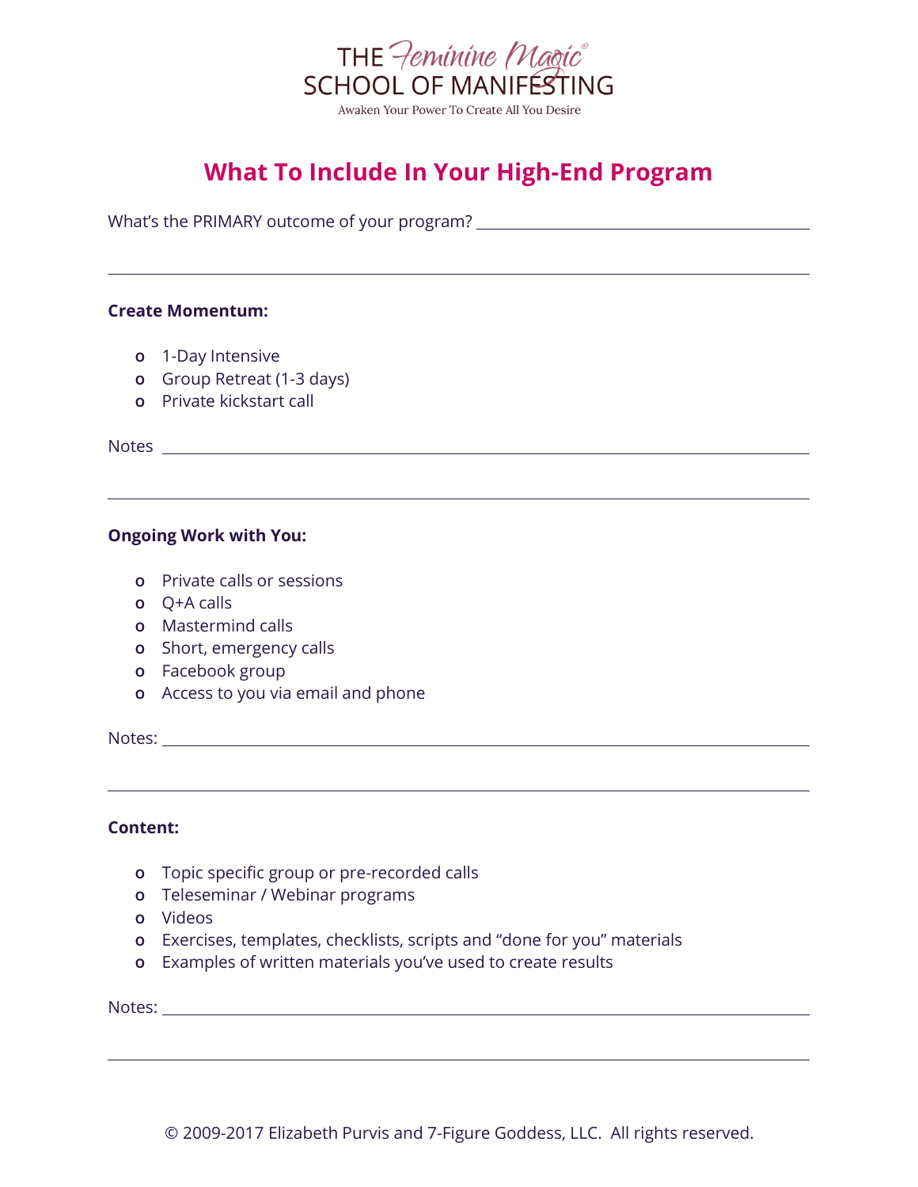THE Feminine Magic®
SCHOOL OF MANIFESTING
Awaken Your Power To Create All You Desire

# What To Include In Your High-End Program

What's the PRIMARY outcome of your program? ______________________________

______________________________________________________________

**Create Momentum:**

- 1-Day Intensive
- Group Retreat (1-3 days)
- Private kickstart call

Notes ______________________________________________________________

______________________________________________________________

**Ongoing Work with You:**

- Private calls or sessions
- Q+A calls
- Mastermind calls
- Short, emergency calls
- Facebook group
- Access to you via email and phone

Notes: ______________________________________________________________

______________________________________________________________

**Content:**

- Topic specific group or pre-recorded calls
- Teleseminar / Webinar programs
- Videos
- Exercises, templates, checklists, scripts and "done for you" materials
- Examples of written materials you've used to create results

Notes: ______________________________________________________________

______________________________________________________________

© 2009-2017 Elizabeth Purvis and 7-Figure Goddess, LLC. All rights reserved.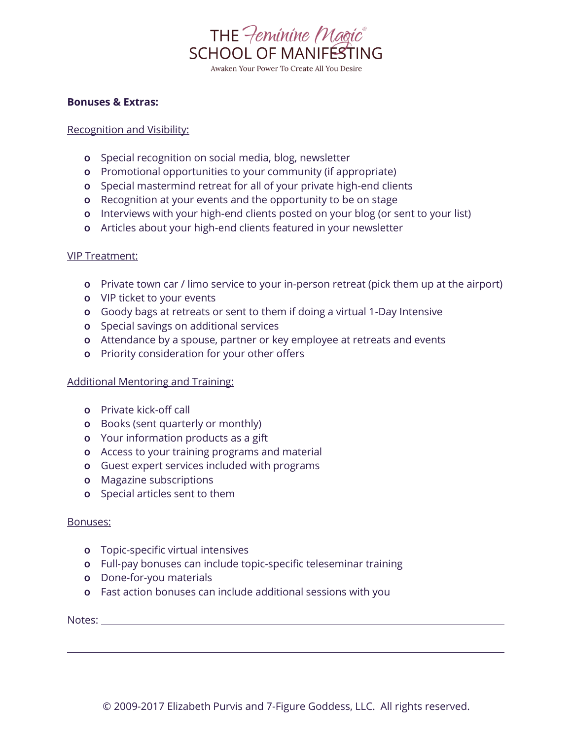**Bonuses & Extras:**

Recognition and Visibility:

- Special recognition on social media, blog, newsletter
- Promotional opportunities to your community (if appropriate)
- Special mastermind retreat for all of your private high-end clients
- Recognition at your events and the opportunity to be on stage
- Interviews with your high-end clients posted on your blog (or sent to your list)
- Articles about your high-end clients featured in your newsletter

VIP Treatment:

- Private town car / limo service to your in-person retreat (pick them up at the airport)
- VIP ticket to your events
- Goody bags at retreats or sent to them if doing a virtual 1-Day Intensive
- Special savings on additional services
- Attendance by a spouse, partner or key employee at retreats and events
- Priority consideration for your other offers

Additional Mentoring and Training:

- Private kick-off call
- Books (sent quarterly or monthly)
- Your information products as a gift
- Access to your training programs and material
- Guest expert services included with programs
- Magazine subscriptions
- Special articles sent to them

Bonuses:

- Topic-specific virtual intensives
- Full-pay bonuses can include topic-specific teleseminar training
- Done-for-you materials
- Fast action bonuses can include additional sessions with you

Notes: ______________________________________________________________________

___________________________________________________________________________

© 2009-2017 Elizabeth Purvis and 7-Figure Goddess, LLC. All rights reserved.